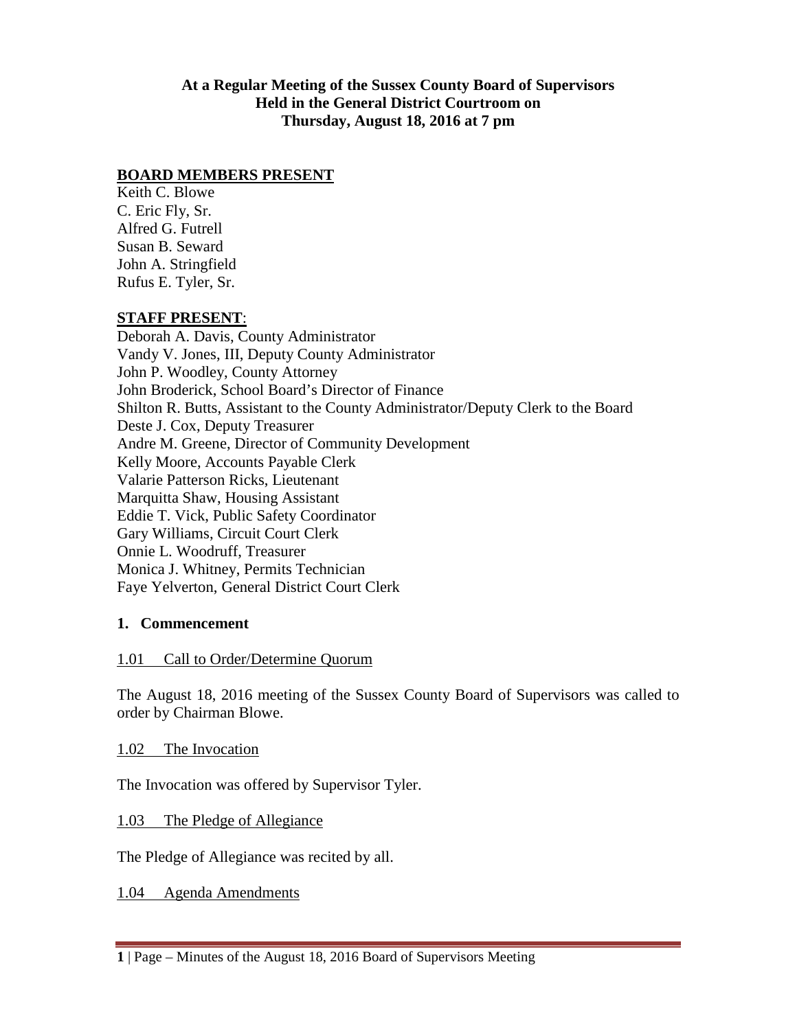**At a Regular Meeting of the Sussex County Board of Supervisors**
**Held in the General District Courtroom on**
**Thursday, August 18, 2016 at 7 pm**

**BOARD MEMBERS PRESENT**

Keith C. Blowe
C. Eric Fly, Sr.
Alfred G. Futrell
Susan B. Seward
John A. Stringfield
Rufus E. Tyler, Sr.

**STAFF PRESENT**:

Deborah A. Davis, County Administrator
Vandy V. Jones, III, Deputy County Administrator
John P. Woodley, County Attorney
John Broderick, School Board's Director of Finance
Shilton R. Butts, Assistant to the County Administrator/Deputy Clerk to the Board
Deste J. Cox, Deputy Treasurer
Andre M. Greene, Director of Community Development
Kelly Moore, Accounts Payable Clerk
Valarie Patterson Ricks, Lieutenant
Marquitta Shaw, Housing Assistant
Eddie T. Vick, Public Safety Coordinator
Gary Williams, Circuit Court Clerk
Onnie L. Woodruff, Treasurer
Monica J. Whitney, Permits Technician
Faye Yelverton, General District Court Clerk

## 1. Commencement

1.01 Call to Order/Determine Quorum

The August 18, 2016 meeting of the Sussex County Board of Supervisors was called to order by Chairman Blowe.

1.02 The Invocation

The Invocation was offered by Supervisor Tyler.

1.03 The Pledge of Allegiance

The Pledge of Allegiance was recited by all.

1.04 Agenda Amendments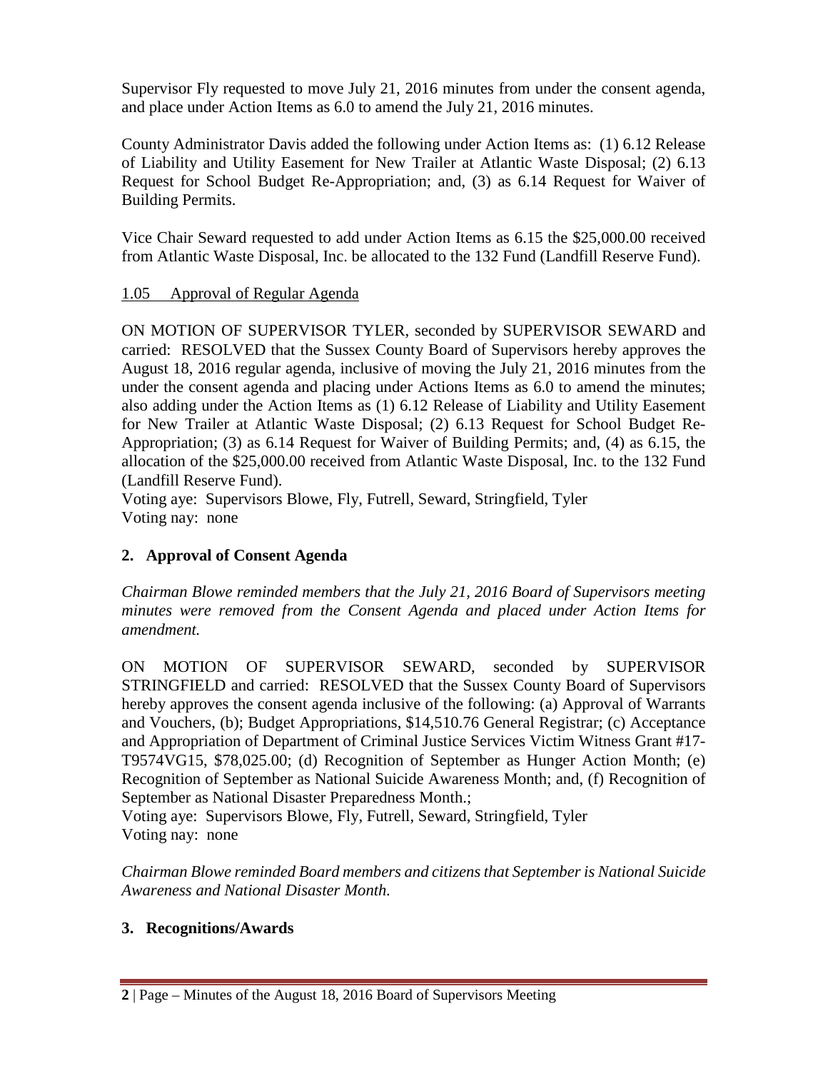Supervisor Fly requested to move July 21, 2016 minutes from under the consent agenda, and place under Action Items as 6.0 to amend the July 21, 2016 minutes.

County Administrator Davis added the following under Action Items as: (1) 6.12 Release of Liability and Utility Easement for New Trailer at Atlantic Waste Disposal; (2) 6.13 Request for School Budget Re-Appropriation; and, (3) as 6.14 Request for Waiver of Building Permits.

Vice Chair Seward requested to add under Action Items as 6.15 the $25,000.00 received from Atlantic Waste Disposal, Inc. be allocated to the 132 Fund (Landfill Reserve Fund).

1.05 Approval of Regular Agenda

ON MOTION OF SUPERVISOR TYLER, seconded by SUPERVISOR SEWARD and carried: RESOLVED that the Sussex County Board of Supervisors hereby approves the August 18, 2016 regular agenda, inclusive of moving the July 21, 2016 minutes from the under the consent agenda and placing under Actions Items as 6.0 to amend the minutes; also adding under the Action Items as (1) 6.12 Release of Liability and Utility Easement for New Trailer at Atlantic Waste Disposal; (2) 6.13 Request for School Budget Re-Appropriation; (3) as 6.14 Request for Waiver of Building Permits; and, (4) as 6.15, the allocation of the $25,000.00 received from Atlantic Waste Disposal, Inc. to the 132 Fund (Landfill Reserve Fund).
Voting aye: Supervisors Blowe, Fly, Futrell, Seward, Stringfield, Tyler
Voting nay: none

## 2. Approval of Consent Agenda

*Chairman Blowe reminded members that the July 21, 2016 Board of Supervisors meeting minutes were removed from the Consent Agenda and placed under Action Items for amendment.*

ON MOTION OF SUPERVISOR SEWARD, seconded by SUPERVISOR STRINGFIELD and carried: RESOLVED that the Sussex County Board of Supervisors hereby approves the consent agenda inclusive of the following: (a) Approval of Warrants and Vouchers, (b); Budget Appropriations, $14,510.76 General Registrar; (c) Acceptance and Appropriation of Department of Criminal Justice Services Victim Witness Grant #17-T9574VG15, $78,025.00; (d) Recognition of September as Hunger Action Month; (e) Recognition of September as National Suicide Awareness Month; and, (f) Recognition of September as National Disaster Preparedness Month.;
Voting aye: Supervisors Blowe, Fly, Futrell, Seward, Stringfield, Tyler
Voting nay: none

*Chairman Blowe reminded Board members and citizens that September is National Suicide Awareness and National Disaster Month.*

## 3. Recognitions/Awards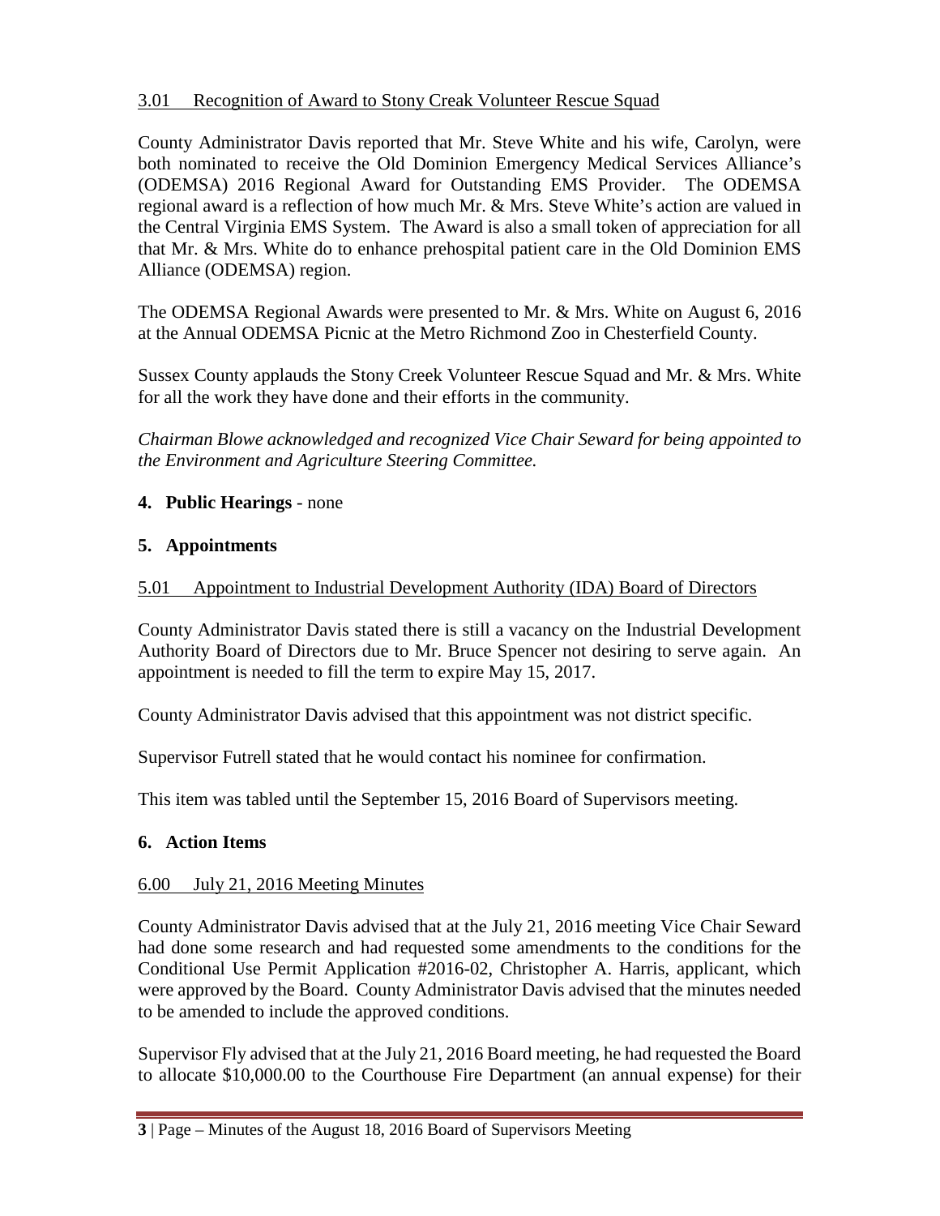3.01 Recognition of Award to Stony Creak Volunteer Rescue Squad

County Administrator Davis reported that Mr. Steve White and his wife, Carolyn, were both nominated to receive the Old Dominion Emergency Medical Services Alliance's (ODEMSA) 2016 Regional Award for Outstanding EMS Provider. The ODEMSA regional award is a reflection of how much Mr. & Mrs. Steve White's action are valued in the Central Virginia EMS System. The Award is also a small token of appreciation for all that Mr. & Mrs. White do to enhance prehospital patient care in the Old Dominion EMS Alliance (ODEMSA) region.

The ODEMSA Regional Awards were presented to Mr. & Mrs. White on August 6, 2016 at the Annual ODEMSA Picnic at the Metro Richmond Zoo in Chesterfield County.

Sussex County applauds the Stony Creek Volunteer Rescue Squad and Mr. & Mrs. White for all the work they have done and their efforts in the community.

*Chairman Blowe acknowledged and recognized Vice Chair Seward for being appointed to the Environment and Agriculture Steering Committee.*

**4. Public Hearings** - none

**5. Appointments**

5.01 Appointment to Industrial Development Authority (IDA) Board of Directors

County Administrator Davis stated there is still a vacancy on the Industrial Development Authority Board of Directors due to Mr. Bruce Spencer not desiring to serve again. An appointment is needed to fill the term to expire May 15, 2017.

County Administrator Davis advised that this appointment was not district specific.

Supervisor Futrell stated that he would contact his nominee for confirmation.

This item was tabled until the September 15, 2016 Board of Supervisors meeting.

**6. Action Items**

6.00 July 21, 2016 Meeting Minutes

County Administrator Davis advised that at the July 21, 2016 meeting Vice Chair Seward had done some research and had requested some amendments to the conditions for the Conditional Use Permit Application #2016-02, Christopher A. Harris, applicant, which were approved by the Board. County Administrator Davis advised that the minutes needed to be amended to include the approved conditions.

Supervisor Fly advised that at the July 21, 2016 Board meeting, he had requested the Board to allocate $10,000.00 to the Courthouse Fire Department (an annual expense) for their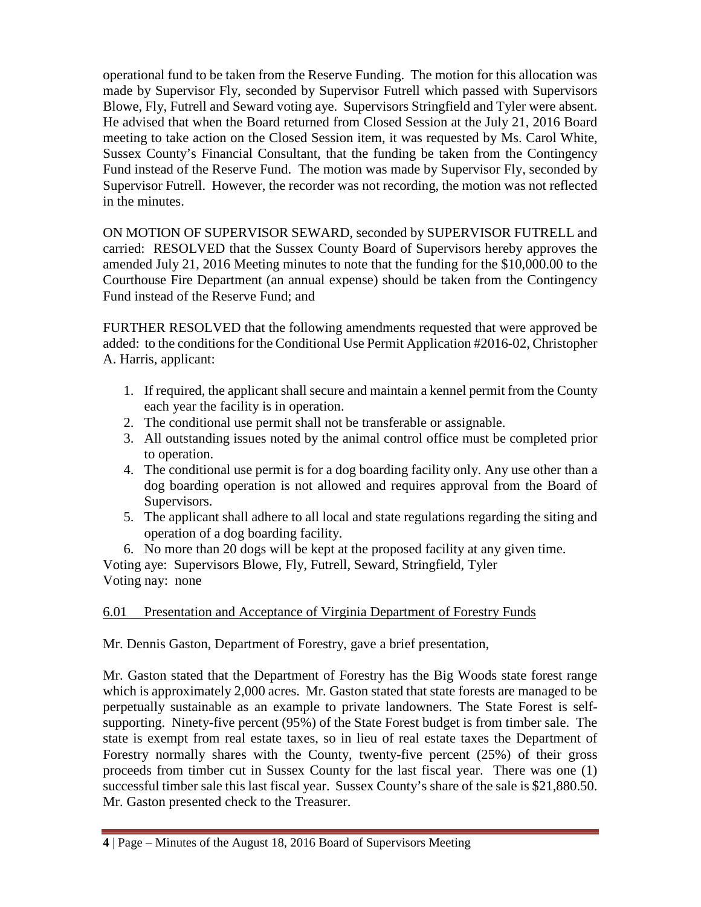operational fund to be taken from the Reserve Funding. The motion for this allocation was made by Supervisor Fly, seconded by Supervisor Futrell which passed with Supervisors Blowe, Fly, Futrell and Seward voting aye. Supervisors Stringfield and Tyler were absent. He advised that when the Board returned from Closed Session at the July 21, 2016 Board meeting to take action on the Closed Session item, it was requested by Ms. Carol White, Sussex County's Financial Consultant, that the funding be taken from the Contingency Fund instead of the Reserve Fund. The motion was made by Supervisor Fly, seconded by Supervisor Futrell. However, the recorder was not recording, the motion was not reflected in the minutes.

ON MOTION OF SUPERVISOR SEWARD, seconded by SUPERVISOR FUTRELL and carried: RESOLVED that the Sussex County Board of Supervisors hereby approves the amended July 21, 2016 Meeting minutes to note that the funding for the $10,000.00 to the Courthouse Fire Department (an annual expense) should be taken from the Contingency Fund instead of the Reserve Fund; and

FURTHER RESOLVED that the following amendments requested that were approved be added: to the conditions for the Conditional Use Permit Application #2016-02, Christopher A. Harris, applicant:

1. If required, the applicant shall secure and maintain a kennel permit from the County each year the facility is in operation.
2. The conditional use permit shall not be transferable or assignable.
3. All outstanding issues noted by the animal control office must be completed prior to operation.
4. The conditional use permit is for a dog boarding facility only. Any use other than a dog boarding operation is not allowed and requires approval from the Board of Supervisors.
5. The applicant shall adhere to all local and state regulations regarding the siting and operation of a dog boarding facility.
6. No more than 20 dogs will be kept at the proposed facility at any given time.

Voting aye: Supervisors Blowe, Fly, Futrell, Seward, Stringfield, Tyler
Voting nay: none

6.01 Presentation and Acceptance of Virginia Department of Forestry Funds

Mr. Dennis Gaston, Department of Forestry, gave a brief presentation,

Mr. Gaston stated that the Department of Forestry has the Big Woods state forest range which is approximately 2,000 acres. Mr. Gaston stated that state forests are managed to be perpetually sustainable as an example to private landowners. The State Forest is self-supporting. Ninety-five percent (95%) of the State Forest budget is from timber sale. The state is exempt from real estate taxes, so in lieu of real estate taxes the Department of Forestry normally shares with the County, twenty-five percent (25%) of their gross proceeds from timber cut in Sussex County for the last fiscal year. There was one (1) successful timber sale this last fiscal year. Sussex County's share of the sale is $21,880.50. Mr. Gaston presented check to the Treasurer.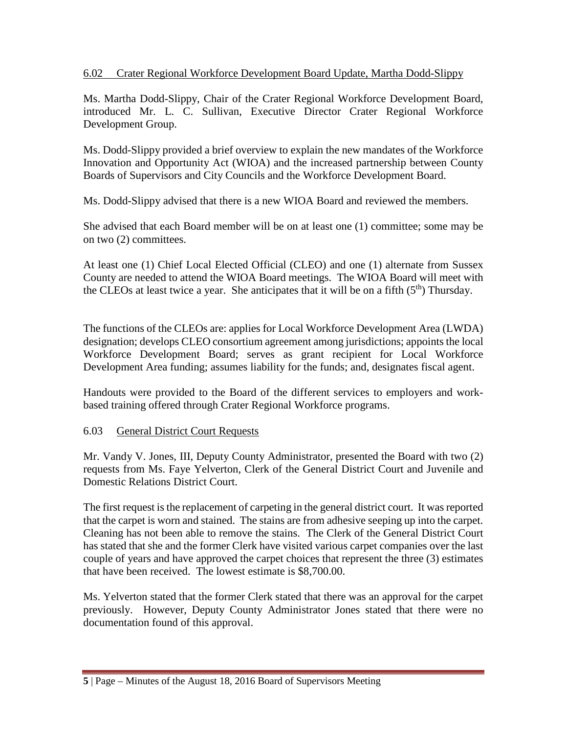6.02 Crater Regional Workforce Development Board Update, Martha Dodd-Slippy

Ms. Martha Dodd-Slippy, Chair of the Crater Regional Workforce Development Board, introduced Mr. L. C. Sullivan, Executive Director Crater Regional Workforce Development Group.

Ms. Dodd-Slippy provided a brief overview to explain the new mandates of the Workforce Innovation and Opportunity Act (WIOA) and the increased partnership between County Boards of Supervisors and City Councils and the Workforce Development Board.

Ms. Dodd-Slippy advised that there is a new WIOA Board and reviewed the members.

She advised that each Board member will be on at least one (1) committee; some may be on two (2) committees.

At least one (1) Chief Local Elected Official (CLEO) and one (1) alternate from Sussex County are needed to attend the WIOA Board meetings. The WIOA Board will meet with the CLEOs at least twice a year. She anticipates that it will be on a fifth (5th) Thursday.

The functions of the CLEOs are: applies for Local Workforce Development Area (LWDA) designation; develops CLEO consortium agreement among jurisdictions; appoints the local Workforce Development Board; serves as grant recipient for Local Workforce Development Area funding; assumes liability for the funds; and, designates fiscal agent.

Handouts were provided to the Board of the different services to employers and work-based training offered through Crater Regional Workforce programs.

6.03 General District Court Requests

Mr. Vandy V. Jones, III, Deputy County Administrator, presented the Board with two (2) requests from Ms. Faye Yelverton, Clerk of the General District Court and Juvenile and Domestic Relations District Court.

The first request is the replacement of carpeting in the general district court. It was reported that the carpet is worn and stained. The stains are from adhesive seeping up into the carpet. Cleaning has not been able to remove the stains. The Clerk of the General District Court has stated that she and the former Clerk have visited various carpet companies over the last couple of years and have approved the carpet choices that represent the three (3) estimates that have been received. The lowest estimate is $8,700.00.

Ms. Yelverton stated that the former Clerk stated that there was an approval for the carpet previously. However, Deputy County Administrator Jones stated that there were no documentation found of this approval.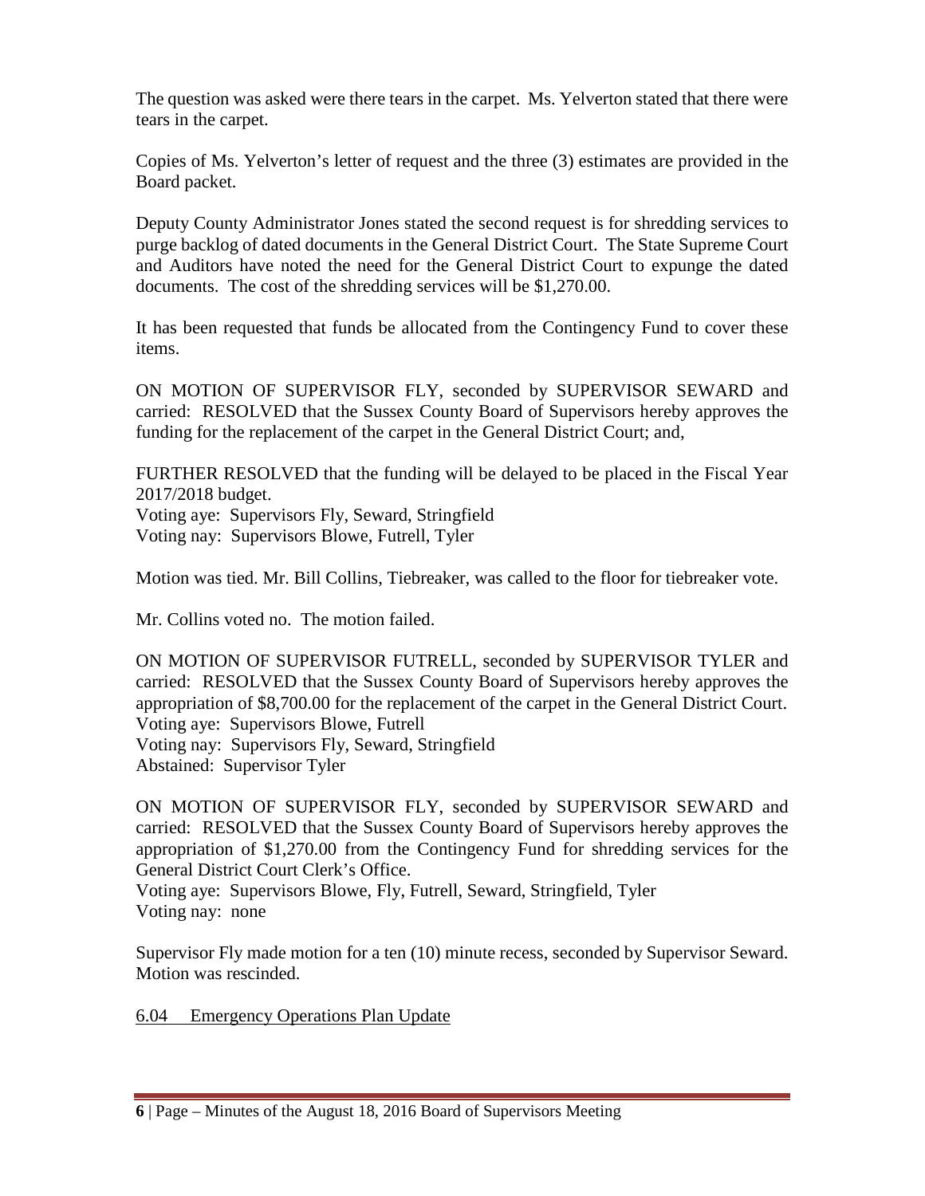The question was asked were there tears in the carpet. Ms. Yelverton stated that there were tears in the carpet.

Copies of Ms. Yelverton's letter of request and the three (3) estimates are provided in the Board packet.

Deputy County Administrator Jones stated the second request is for shredding services to purge backlog of dated documents in the General District Court. The State Supreme Court and Auditors have noted the need for the General District Court to expunge the dated documents. The cost of the shredding services will be $1,270.00.

It has been requested that funds be allocated from the Contingency Fund to cover these items.

ON MOTION OF SUPERVISOR FLY, seconded by SUPERVISOR SEWARD and carried: RESOLVED that the Sussex County Board of Supervisors hereby approves the funding for the replacement of the carpet in the General District Court; and,

FURTHER RESOLVED that the funding will be delayed to be placed in the Fiscal Year 2017/2018 budget.
Voting aye: Supervisors Fly, Seward, Stringfield
Voting nay: Supervisors Blowe, Futrell, Tyler

Motion was tied. Mr. Bill Collins, Tiebreaker, was called to the floor for tiebreaker vote.

Mr. Collins voted no. The motion failed.

ON MOTION OF SUPERVISOR FUTRELL, seconded by SUPERVISOR TYLER and carried: RESOLVED that the Sussex County Board of Supervisors hereby approves the appropriation of $8,700.00 for the replacement of the carpet in the General District Court.
Voting aye: Supervisors Blowe, Futrell
Voting nay: Supervisors Fly, Seward, Stringfield
Abstained: Supervisor Tyler

ON MOTION OF SUPERVISOR FLY, seconded by SUPERVISOR SEWARD and carried: RESOLVED that the Sussex County Board of Supervisors hereby approves the appropriation of $1,270.00 from the Contingency Fund for shredding services for the General District Court Clerk's Office.
Voting aye: Supervisors Blowe, Fly, Futrell, Seward, Stringfield, Tyler
Voting nay: none

Supervisor Fly made motion for a ten (10) minute recess, seconded by Supervisor Seward. Motion was rescinded.

6.04 Emergency Operations Plan Update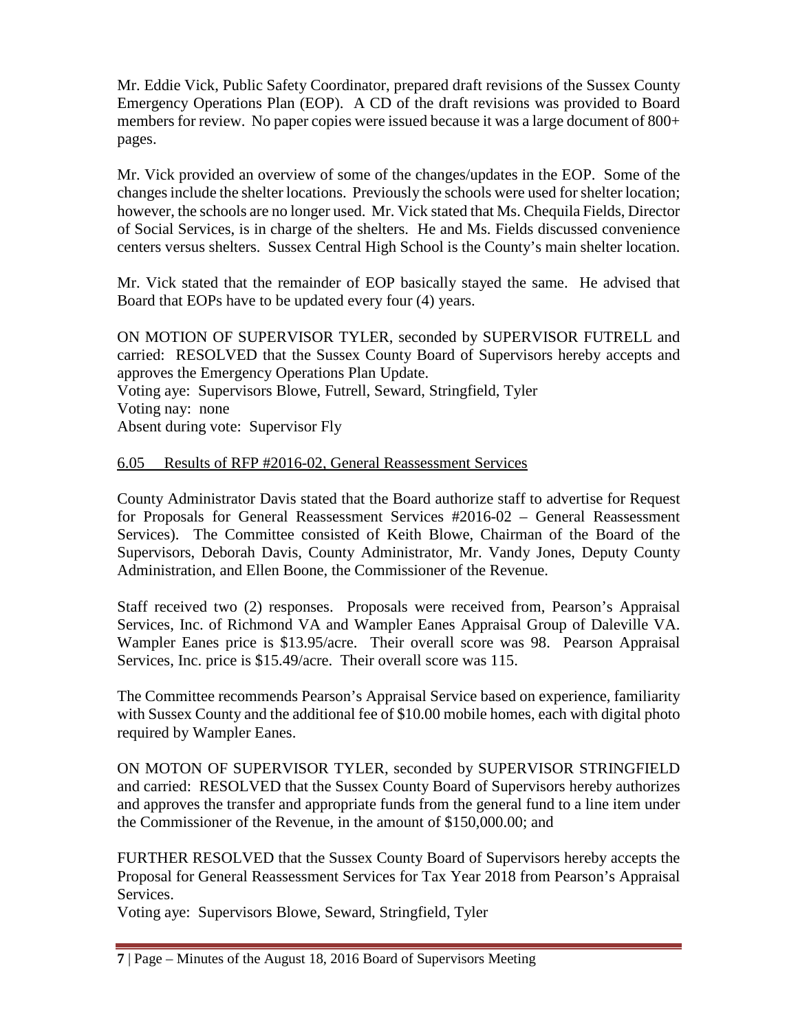Mr. Eddie Vick, Public Safety Coordinator, prepared draft revisions of the Sussex County Emergency Operations Plan (EOP). A CD of the draft revisions was provided to Board members for review. No paper copies were issued because it was a large document of 800+ pages.

Mr. Vick provided an overview of some of the changes/updates in the EOP. Some of the changes include the shelter locations. Previously the schools were used for shelter location; however, the schools are no longer used. Mr. Vick stated that Ms. Chequila Fields, Director of Social Services, is in charge of the shelters. He and Ms. Fields discussed convenience centers versus shelters. Sussex Central High School is the County's main shelter location.

Mr. Vick stated that the remainder of EOP basically stayed the same. He advised that Board that EOPs have to be updated every four (4) years.

ON MOTION OF SUPERVISOR TYLER, seconded by SUPERVISOR FUTRELL and carried: RESOLVED that the Sussex County Board of Supervisors hereby accepts and approves the Emergency Operations Plan Update.
Voting aye: Supervisors Blowe, Futrell, Seward, Stringfield, Tyler
Voting nay: none
Absent during vote: Supervisor Fly

<u>6.05 Results of RFP #2016-02, General Reassessment Services</u>

County Administrator Davis stated that the Board authorize staff to advertise for Request for Proposals for General Reassessment Services #2016-02 – General Reassessment Services). The Committee consisted of Keith Blowe, Chairman of the Board of the Supervisors, Deborah Davis, County Administrator, Mr. Vandy Jones, Deputy County Administration, and Ellen Boone, the Commissioner of the Revenue.

Staff received two (2) responses. Proposals were received from, Pearson's Appraisal Services, Inc. of Richmond VA and Wampler Eanes Appraisal Group of Daleville VA. Wampler Eanes price is $13.95/acre. Their overall score was 98. Pearson Appraisal Services, Inc. price is $15.49/acre. Their overall score was 115.

The Committee recommends Pearson's Appraisal Service based on experience, familiarity with Sussex County and the additional fee of $10.00 mobile homes, each with digital photo required by Wampler Eanes.

ON MOTON OF SUPERVISOR TYLER, seconded by SUPERVISOR STRINGFIELD and carried: RESOLVED that the Sussex County Board of Supervisors hereby authorizes and approves the transfer and appropriate funds from the general fund to a line item under the Commissioner of the Revenue, in the amount of $150,000.00; and

FURTHER RESOLVED that the Sussex County Board of Supervisors hereby accepts the Proposal for General Reassessment Services for Tax Year 2018 from Pearson's Appraisal Services.
Voting aye: Supervisors Blowe, Seward, Stringfield, Tyler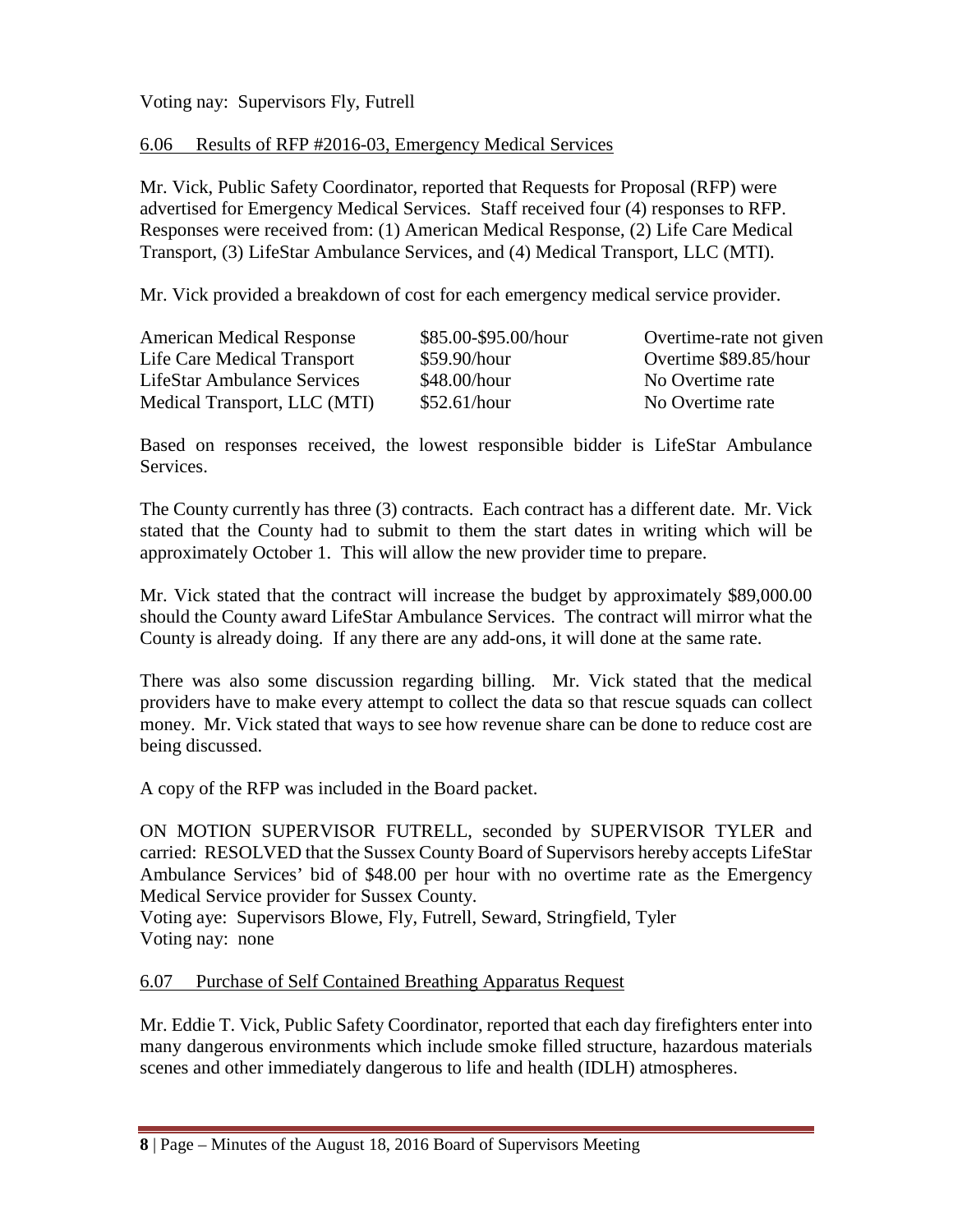Voting nay: Supervisors Fly, Futrell

6.06 Results of RFP #2016-03, Emergency Medical Services

Mr. Vick, Public Safety Coordinator, reported that Requests for Proposal (RFP) were advertised for Emergency Medical Services. Staff received four (4) responses to RFP. Responses were received from: (1) American Medical Response, (2) Life Care Medical Transport, (3) LifeStar Ambulance Services, and (4) Medical Transport, LLC (MTI).

Mr. Vick provided a breakdown of cost for each emergency medical service provider.

| | | |
|---|---|---|
| American Medical Response | $85.00-$95.00/hour | Overtime-rate not given |
| Life Care Medical Transport | $59.90/hour | Overtime $89.85/hour |
| LifeStar Ambulance Services | $48.00/hour | No Overtime rate |
| Medical Transport, LLC (MTI) | $52.61/hour | No Overtime rate |

Based on responses received, the lowest responsible bidder is LifeStar Ambulance Services.

The County currently has three (3) contracts. Each contract has a different date. Mr. Vick stated that the County had to submit to them the start dates in writing which will be approximately October 1. This will allow the new provider time to prepare.

Mr. Vick stated that the contract will increase the budget by approximately $89,000.00 should the County award LifeStar Ambulance Services. The contract will mirror what the County is already doing. If any there are any add-ons, it will done at the same rate.

There was also some discussion regarding billing. Mr. Vick stated that the medical providers have to make every attempt to collect the data so that rescue squads can collect money. Mr. Vick stated that ways to see how revenue share can be done to reduce cost are being discussed.

A copy of the RFP was included in the Board packet.

ON MOTION SUPERVISOR FUTRELL, seconded by SUPERVISOR TYLER and carried: RESOLVED that the Sussex County Board of Supervisors hereby accepts LifeStar Ambulance Services' bid of $48.00 per hour with no overtime rate as the Emergency Medical Service provider for Sussex County.
Voting aye: Supervisors Blowe, Fly, Futrell, Seward, Stringfield, Tyler
Voting nay: none

6.07 Purchase of Self Contained Breathing Apparatus Request

Mr. Eddie T. Vick, Public Safety Coordinator, reported that each day firefighters enter into many dangerous environments which include smoke filled structure, hazardous materials scenes and other immediately dangerous to life and health (IDLH) atmospheres.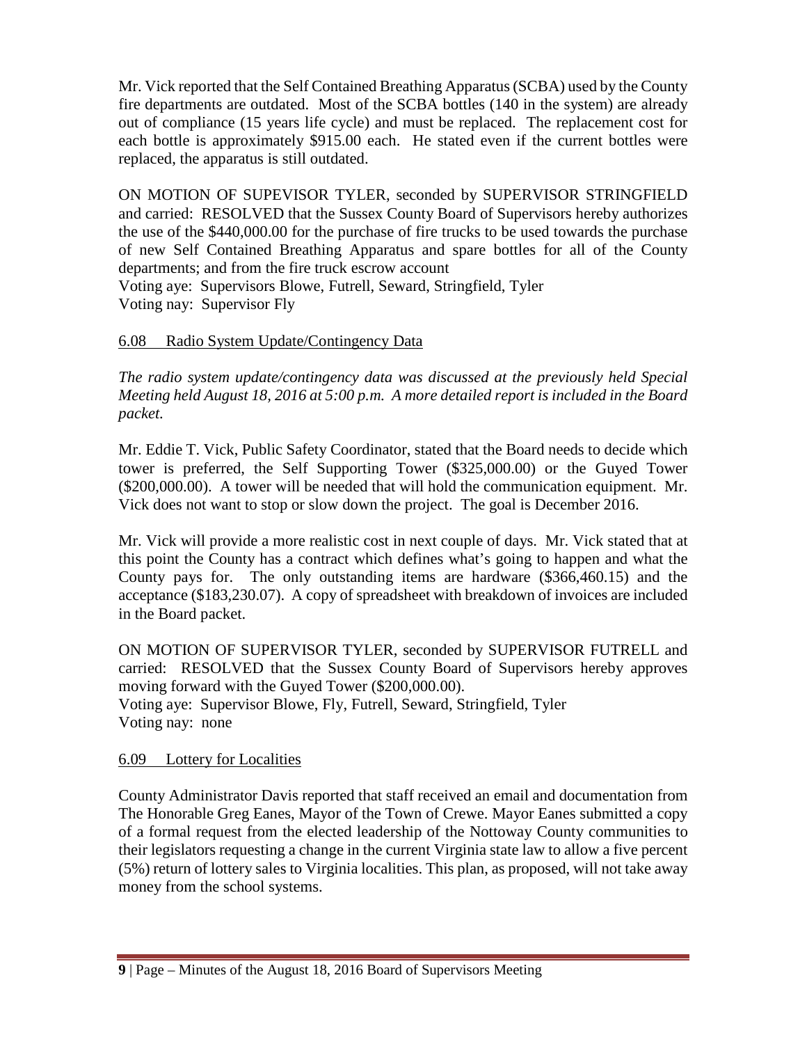Mr. Vick reported that the Self Contained Breathing Apparatus (SCBA) used by the County fire departments are outdated. Most of the SCBA bottles (140 in the system) are already out of compliance (15 years life cycle) and must be replaced. The replacement cost for each bottle is approximately $915.00 each. He stated even if the current bottles were replaced, the apparatus is still outdated.

ON MOTION OF SUPEVISOR TYLER, seconded by SUPERVISOR STRINGFIELD and carried: RESOLVED that the Sussex County Board of Supervisors hereby authorizes the use of the $440,000.00 for the purchase of fire trucks to be used towards the purchase of new Self Contained Breathing Apparatus and spare bottles for all of the County departments; and from the fire truck escrow account
Voting aye: Supervisors Blowe, Futrell, Seward, Stringfield, Tyler
Voting nay: Supervisor Fly

6.08 Radio System Update/Contingency Data

*The radio system update/contingency data was discussed at the previously held Special Meeting held August 18, 2016 at 5:00 p.m. A more detailed report is included in the Board packet.*

Mr. Eddie T. Vick, Public Safety Coordinator, stated that the Board needs to decide which tower is preferred, the Self Supporting Tower ($325,000.00) or the Guyed Tower ($200,000.00). A tower will be needed that will hold the communication equipment. Mr. Vick does not want to stop or slow down the project. The goal is December 2016.

Mr. Vick will provide a more realistic cost in next couple of days. Mr. Vick stated that at this point the County has a contract which defines what's going to happen and what the County pays for. The only outstanding items are hardware ($366,460.15) and the acceptance ($183,230.07). A copy of spreadsheet with breakdown of invoices are included in the Board packet.

ON MOTION OF SUPERVISOR TYLER, seconded by SUPERVISOR FUTRELL and carried: RESOLVED that the Sussex County Board of Supervisors hereby approves moving forward with the Guyed Tower ($200,000.00).
Voting aye: Supervisor Blowe, Fly, Futrell, Seward, Stringfield, Tyler
Voting nay: none

6.09 Lottery for Localities

County Administrator Davis reported that staff received an email and documentation from The Honorable Greg Eanes, Mayor of the Town of Crewe. Mayor Eanes submitted a copy of a formal request from the elected leadership of the Nottoway County communities to their legislators requesting a change in the current Virginia state law to allow a five percent (5%) return of lottery sales to Virginia localities. This plan, as proposed, will not take away money from the school systems.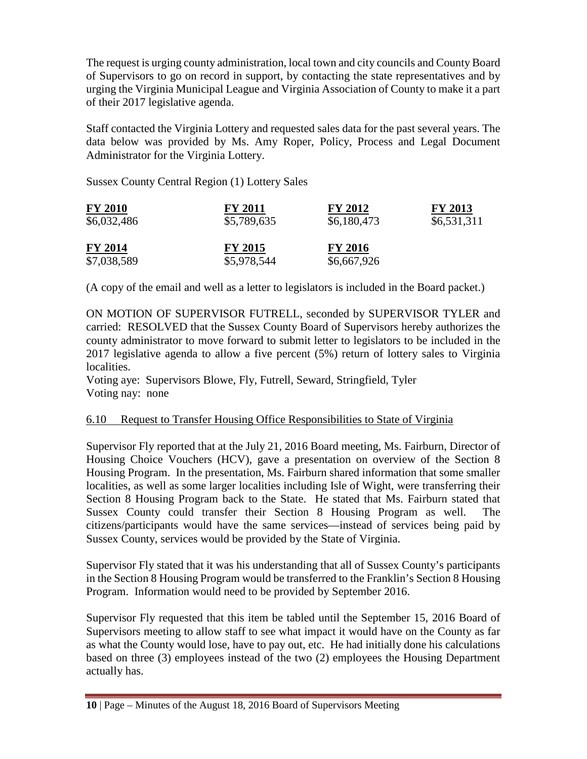The request is urging county administration, local town and city councils and County Board of Supervisors to go on record in support, by contacting the state representatives and by urging the Virginia Municipal League and Virginia Association of County to make it a part of their 2017 legislative agenda.

Staff contacted the Virginia Lottery and requested sales data for the past several years. The data below was provided by Ms. Amy Roper, Policy, Process and Legal Document Administrator for the Virginia Lottery.

Sussex County Central Region (1) Lottery Sales

| FY 2010 | FY 2011 | FY 2012 | FY 2013 |
|---|---|---|---|
| $6,032,486 | $5,789,635 | $6,180,473 | $6,531,311 |
| **FY 2014** | **FY 2015** | **FY 2016** | |
| $7,038,589 | $5,978,544 | $6,667,926 | |

(A copy of the email and well as a letter to legislators is included in the Board packet.)

ON MOTION OF SUPERVISOR FUTRELL, seconded by SUPERVISOR TYLER and carried: RESOLVED that the Sussex County Board of Supervisors hereby authorizes the county administrator to move forward to submit letter to legislators to be included in the 2017 legislative agenda to allow a five percent (5%) return of lottery sales to Virginia localities.
Voting aye: Supervisors Blowe, Fly, Futrell, Seward, Stringfield, Tyler
Voting nay: none

6.10 Request to Transfer Housing Office Responsibilities to State of Virginia

Supervisor Fly reported that at the July 21, 2016 Board meeting, Ms. Fairburn, Director of Housing Choice Vouchers (HCV), gave a presentation on overview of the Section 8 Housing Program. In the presentation, Ms. Fairburn shared information that some smaller localities, as well as some larger localities including Isle of Wight, were transferring their Section 8 Housing Program back to the State. He stated that Ms. Fairburn stated that Sussex County could transfer their Section 8 Housing Program as well. The citizens/participants would have the same services—instead of services being paid by Sussex County, services would be provided by the State of Virginia.

Supervisor Fly stated that it was his understanding that all of Sussex County's participants in the Section 8 Housing Program would be transferred to the Franklin's Section 8 Housing Program. Information would need to be provided by September 2016.

Supervisor Fly requested that this item be tabled until the September 15, 2016 Board of Supervisors meeting to allow staff to see what impact it would have on the County as far as what the County would lose, have to pay out, etc. He had initially done his calculations based on three (3) employees instead of the two (2) employees the Housing Department actually has.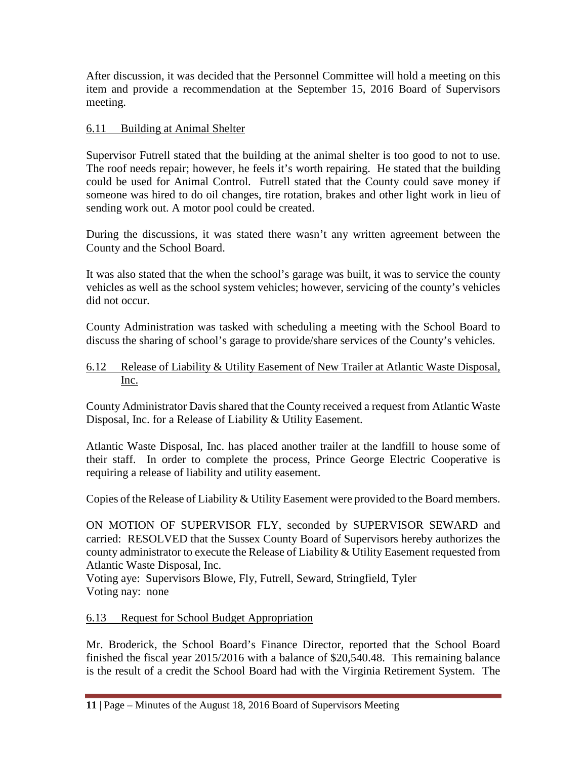After discussion, it was decided that the Personnel Committee will hold a meeting on this item and provide a recommendation at the September 15, 2016 Board of Supervisors meeting.

6.11 Building at Animal Shelter

Supervisor Futrell stated that the building at the animal shelter is too good to not to use. The roof needs repair; however, he feels it's worth repairing. He stated that the building could be used for Animal Control. Futrell stated that the County could save money if someone was hired to do oil changes, tire rotation, brakes and other light work in lieu of sending work out. A motor pool could be created.

During the discussions, it was stated there wasn't any written agreement between the County and the School Board.

It was also stated that the when the school's garage was built, it was to service the county vehicles as well as the school system vehicles; however, servicing of the county's vehicles did not occur.

County Administration was tasked with scheduling a meeting with the School Board to discuss the sharing of school's garage to provide/share services of the County's vehicles.

6.12 Release of Liability & Utility Easement of New Trailer at Atlantic Waste Disposal, Inc.

County Administrator Davis shared that the County received a request from Atlantic Waste Disposal, Inc. for a Release of Liability & Utility Easement.

Atlantic Waste Disposal, Inc. has placed another trailer at the landfill to house some of their staff. In order to complete the process, Prince George Electric Cooperative is requiring a release of liability and utility easement.

Copies of the Release of Liability & Utility Easement were provided to the Board members.

ON MOTION OF SUPERVISOR FLY, seconded by SUPERVISOR SEWARD and carried: RESOLVED that the Sussex County Board of Supervisors hereby authorizes the county administrator to execute the Release of Liability & Utility Easement requested from Atlantic Waste Disposal, Inc.
Voting aye: Supervisors Blowe, Fly, Futrell, Seward, Stringfield, Tyler
Voting nay: none

6.13 Request for School Budget Appropriation

Mr. Broderick, the School Board's Finance Director, reported that the School Board finished the fiscal year 2015/2016 with a balance of $20,540.48. This remaining balance is the result of a credit the School Board had with the Virginia Retirement System. The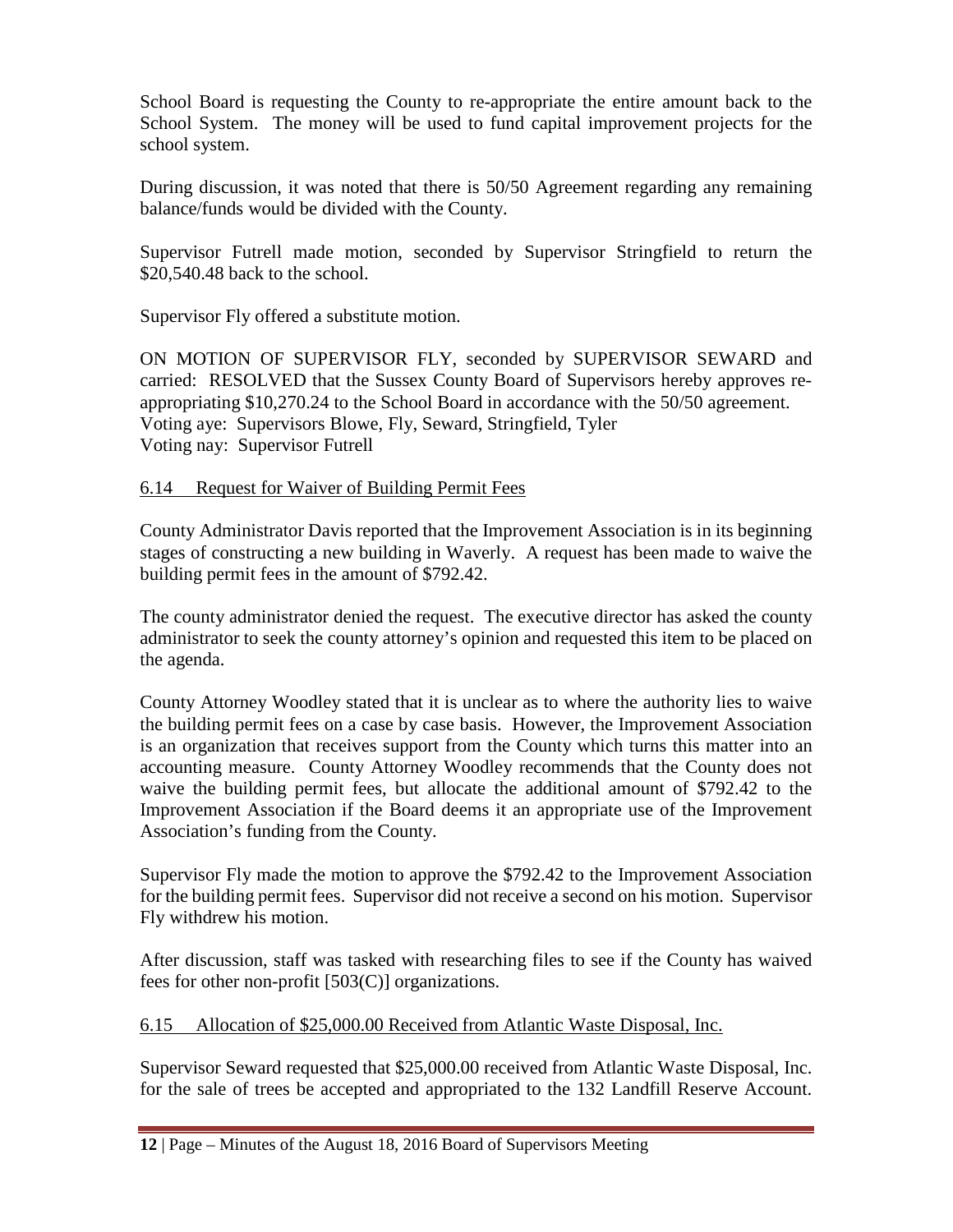School Board is requesting the County to re-appropriate the entire amount back to the School System. The money will be used to fund capital improvement projects for the school system.

During discussion, it was noted that there is 50/50 Agreement regarding any remaining balance/funds would be divided with the County.

Supervisor Futrell made motion, seconded by Supervisor Stringfield to return the $20,540.48 back to the school.

Supervisor Fly offered a substitute motion.

ON MOTION OF SUPERVISOR FLY, seconded by SUPERVISOR SEWARD and carried: RESOLVED that the Sussex County Board of Supervisors hereby approves re-appropriating $10,270.24 to the School Board in accordance with the 50/50 agreement.
Voting aye: Supervisors Blowe, Fly, Seward, Stringfield, Tyler
Voting nay: Supervisor Futrell

6.14 Request for Waiver of Building Permit Fees

County Administrator Davis reported that the Improvement Association is in its beginning stages of constructing a new building in Waverly. A request has been made to waive the building permit fees in the amount of $792.42.

The county administrator denied the request. The executive director has asked the county administrator to seek the county attorney's opinion and requested this item to be placed on the agenda.

County Attorney Woodley stated that it is unclear as to where the authority lies to waive the building permit fees on a case by case basis. However, the Improvement Association is an organization that receives support from the County which turns this matter into an accounting measure. County Attorney Woodley recommends that the County does not waive the building permit fees, but allocate the additional amount of $792.42 to the Improvement Association if the Board deems it an appropriate use of the Improvement Association's funding from the County.

Supervisor Fly made the motion to approve the $792.42 to the Improvement Association for the building permit fees. Supervisor did not receive a second on his motion. Supervisor Fly withdrew his motion.

After discussion, staff was tasked with researching files to see if the County has waived fees for other non-profit [503(C)] organizations.

6.15 Allocation of $25,000.00 Received from Atlantic Waste Disposal, Inc.

Supervisor Seward requested that $25,000.00 received from Atlantic Waste Disposal, Inc. for the sale of trees be accepted and appropriated to the 132 Landfill Reserve Account.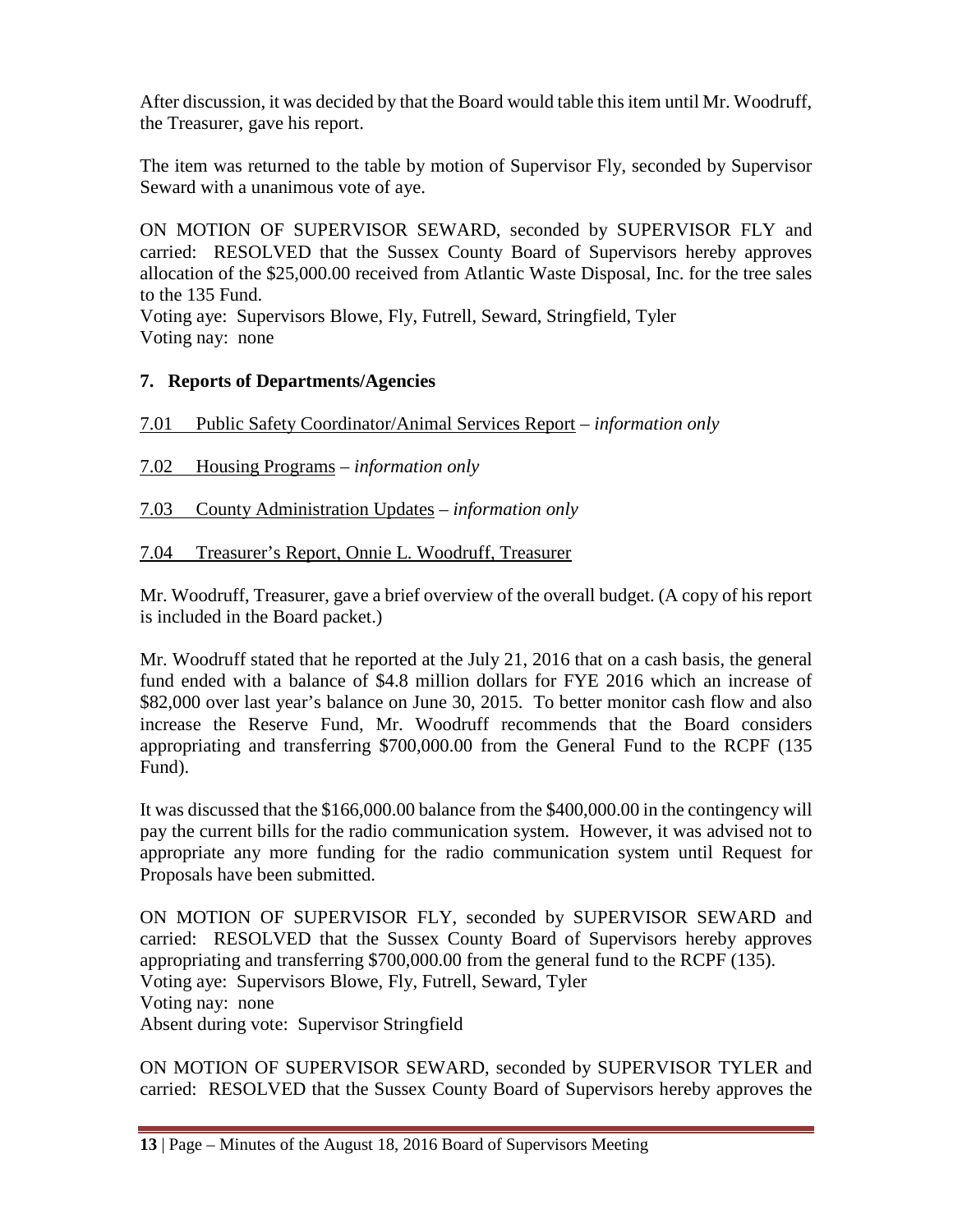After discussion, it was decided by that the Board would table this item until Mr. Woodruff, the Treasurer, gave his report.

The item was returned to the table by motion of Supervisor Fly, seconded by Supervisor Seward with a unanimous vote of aye.

ON MOTION OF SUPERVISOR SEWARD, seconded by SUPERVISOR FLY and carried: RESOLVED that the Sussex County Board of Supervisors hereby approves allocation of the $25,000.00 received from Atlantic Waste Disposal, Inc. for the tree sales to the 135 Fund.
Voting aye: Supervisors Blowe, Fly, Futrell, Seward, Stringfield, Tyler
Voting nay: none

## 7. Reports of Departments/Agencies

7.01 Public Safety Coordinator/Animal Services Report – *information only*

7.02 Housing Programs – *information only*

7.03 County Administration Updates – *information only*

7.04 Treasurer's Report, Onnie L. Woodruff, Treasurer

Mr. Woodruff, Treasurer, gave a brief overview of the overall budget. (A copy of his report is included in the Board packet.)

Mr. Woodruff stated that he reported at the July 21, 2016 that on a cash basis, the general fund ended with a balance of $4.8 million dollars for FYE 2016 which an increase of $82,000 over last year's balance on June 30, 2015. To better monitor cash flow and also increase the Reserve Fund, Mr. Woodruff recommends that the Board considers appropriating and transferring $700,000.00 from the General Fund to the RCPF (135 Fund).

It was discussed that the $166,000.00 balance from the $400,000.00 in the contingency will pay the current bills for the radio communication system. However, it was advised not to appropriate any more funding for the radio communication system until Request for Proposals have been submitted.

ON MOTION OF SUPERVISOR FLY, seconded by SUPERVISOR SEWARD and carried: RESOLVED that the Sussex County Board of Supervisors hereby approves appropriating and transferring $700,000.00 from the general fund to the RCPF (135).
Voting aye: Supervisors Blowe, Fly, Futrell, Seward, Tyler
Voting nay: none
Absent during vote: Supervisor Stringfield

ON MOTION OF SUPERVISOR SEWARD, seconded by SUPERVISOR TYLER and carried: RESOLVED that the Sussex County Board of Supervisors hereby approves the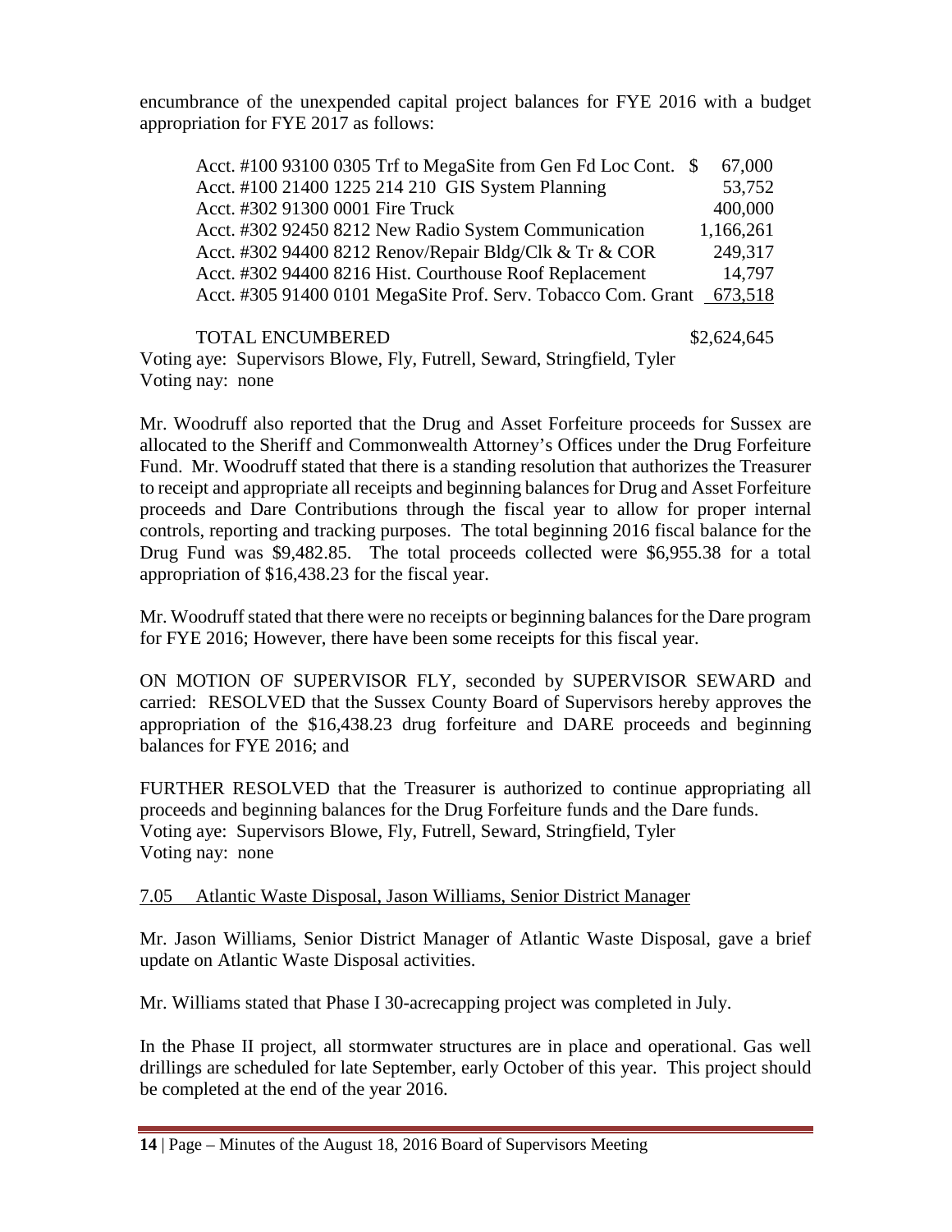encumbrance of the unexpended capital project balances for FYE 2016 with a budget appropriation for FYE 2017 as follows:

| Account | Amount |
|---|---|
| Acct. #100 93100 0305 Trf to MegaSite from Gen Fd Loc Cont. | $ 67,000 |
| Acct. #100 21400 1225 214 210 GIS System Planning | 53,752 |
| Acct. #302 91300 0001 Fire Truck | 400,000 |
| Acct. #302 92450 8212 New Radio System Communication | 1,166,261 |
| Acct. #302 94400 8212 Renov/Repair Bldg/Clk & Tr & COR | 249,317 |
| Acct. #302 94400 8216 Hist. Courthouse Roof Replacement | 14,797 |
| Acct. #305 91400 0101 MegaSite Prof. Serv. Tobacco Com. Grant | 673,518 |
| TOTAL ENCUMBERED | $2,624,645 |

Voting aye: Supervisors Blowe, Fly, Futrell, Seward, Stringfield, Tyler
Voting nay: none

Mr. Woodruff also reported that the Drug and Asset Forfeiture proceeds for Sussex are allocated to the Sheriff and Commonwealth Attorney's Offices under the Drug Forfeiture Fund. Mr. Woodruff stated that there is a standing resolution that authorizes the Treasurer to receipt and appropriate all receipts and beginning balances for Drug and Asset Forfeiture proceeds and Dare Contributions through the fiscal year to allow for proper internal controls, reporting and tracking purposes. The total beginning 2016 fiscal balance for the Drug Fund was $9,482.85. The total proceeds collected were $6,955.38 for a total appropriation of $16,438.23 for the fiscal year.

Mr. Woodruff stated that there were no receipts or beginning balances for the Dare program for FYE 2016; However, there have been some receipts for this fiscal year.

ON MOTION OF SUPERVISOR FLY, seconded by SUPERVISOR SEWARD and carried: RESOLVED that the Sussex County Board of Supervisors hereby approves the appropriation of the $16,438.23 drug forfeiture and DARE proceeds and beginning balances for FYE 2016; and

FURTHER RESOLVED that the Treasurer is authorized to continue appropriating all proceeds and beginning balances for the Drug Forfeiture funds and the Dare funds.
Voting aye: Supervisors Blowe, Fly, Futrell, Seward, Stringfield, Tyler
Voting nay: none

7.05 Atlantic Waste Disposal, Jason Williams, Senior District Manager

Mr. Jason Williams, Senior District Manager of Atlantic Waste Disposal, gave a brief update on Atlantic Waste Disposal activities.

Mr. Williams stated that Phase I 30-acrecapping project was completed in July.

In the Phase II project, all stormwater structures are in place and operational. Gas well drillings are scheduled for late September, early October of this year. This project should be completed at the end of the year 2016.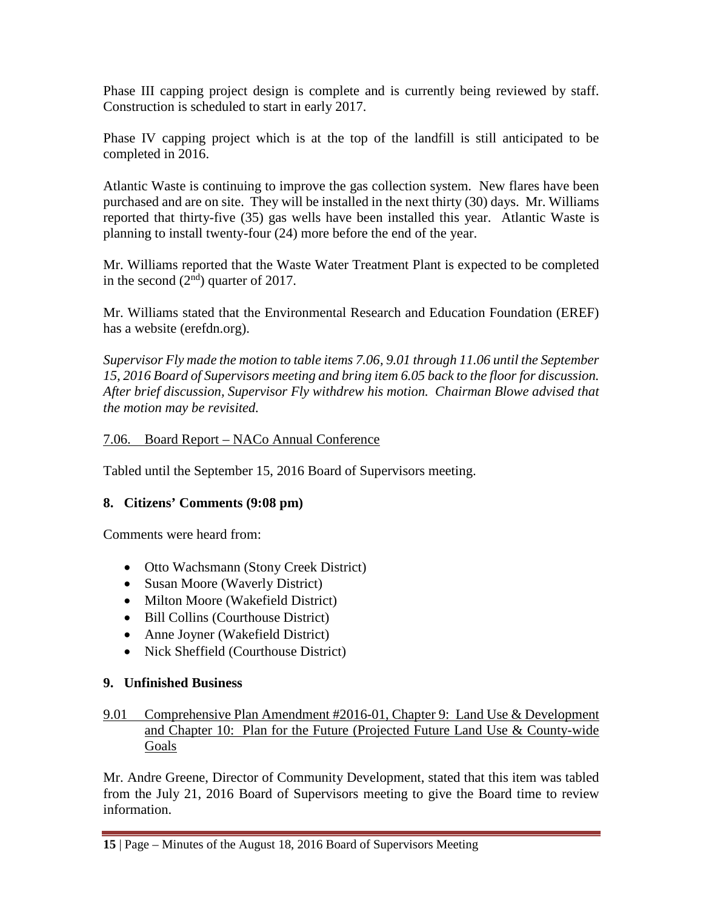Phase III capping project design is complete and is currently being reviewed by staff. Construction is scheduled to start in early 2017.

Phase IV capping project which is at the top of the landfill is still anticipated to be completed in 2016.

Atlantic Waste is continuing to improve the gas collection system. New flares have been purchased and are on site. They will be installed in the next thirty (30) days. Mr. Williams reported that thirty-five (35) gas wells have been installed this year. Atlantic Waste is planning to install twenty-four (24) more before the end of the year.

Mr. Williams reported that the Waste Water Treatment Plant is expected to be completed in the second (2nd) quarter of 2017.

Mr. Williams stated that the Environmental Research and Education Foundation (EREF) has a website (erefdn.org).

*Supervisor Fly made the motion to table items 7.06, 9.01 through 11.06 until the September 15, 2016 Board of Supervisors meeting and bring item 6.05 back to the floor for discussion. After brief discussion, Supervisor Fly withdrew his motion. Chairman Blowe advised that the motion may be revisited.*

7.06. Board Report – NACo Annual Conference

Tabled until the September 15, 2016 Board of Supervisors meeting.

## 8. Citizens' Comments (9:08 pm)

Comments were heard from:

- Otto Wachsmann (Stony Creek District)
- Susan Moore (Waverly District)
- Milton Moore (Wakefield District)
- Bill Collins (Courthouse District)
- Anne Joyner (Wakefield District)
- Nick Sheffield (Courthouse District)

## 9. Unfinished Business

9.01 Comprehensive Plan Amendment #2016-01, Chapter 9: Land Use & Development and Chapter 10: Plan for the Future (Projected Future Land Use & County-wide Goals

Mr. Andre Greene, Director of Community Development, stated that this item was tabled from the July 21, 2016 Board of Supervisors meeting to give the Board time to review information.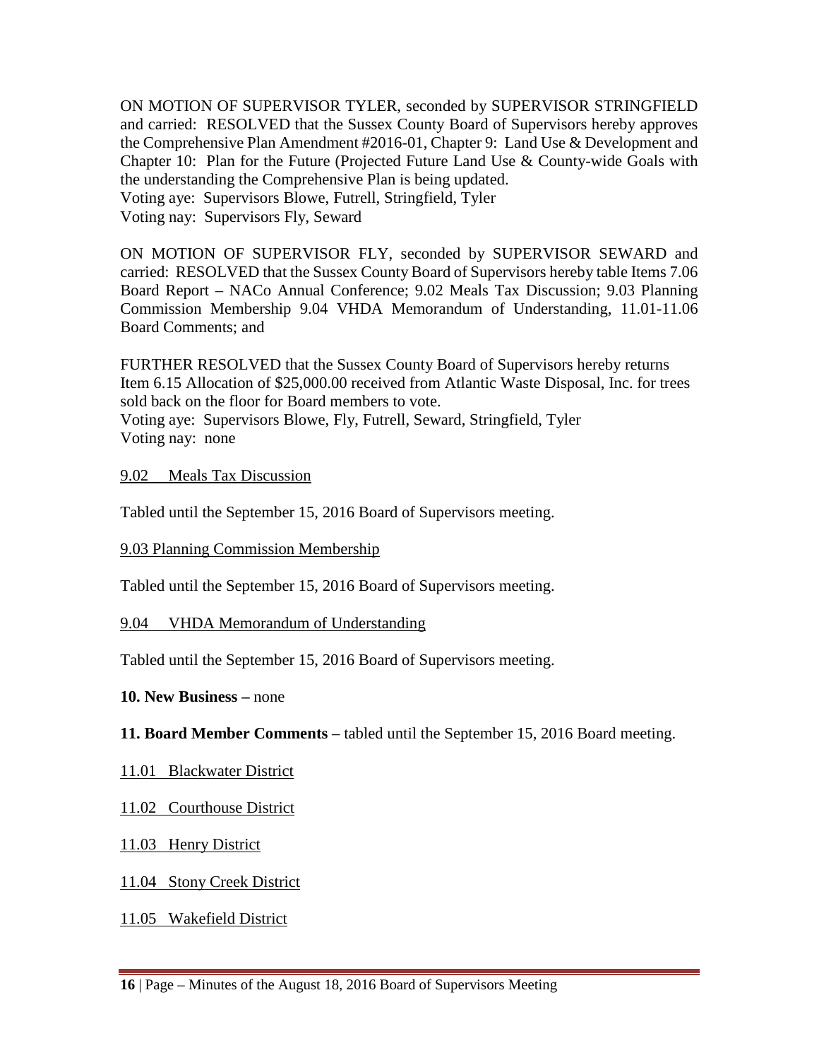ON MOTION OF SUPERVISOR TYLER, seconded by SUPERVISOR STRINGFIELD and carried: RESOLVED that the Sussex County Board of Supervisors hereby approves the Comprehensive Plan Amendment #2016-01, Chapter 9: Land Use & Development and Chapter 10: Plan for the Future (Projected Future Land Use & County-wide Goals with the understanding the Comprehensive Plan is being updated.
Voting aye: Supervisors Blowe, Futrell, Stringfield, Tyler
Voting nay: Supervisors Fly, Seward

ON MOTION OF SUPERVISOR FLY, seconded by SUPERVISOR SEWARD and carried: RESOLVED that the Sussex County Board of Supervisors hereby table Items 7.06 Board Report – NACo Annual Conference; 9.02 Meals Tax Discussion; 9.03 Planning Commission Membership 9.04 VHDA Memorandum of Understanding, 11.01-11.06 Board Comments; and

FURTHER RESOLVED that the Sussex County Board of Supervisors hereby returns Item 6.15 Allocation of $25,000.00 received from Atlantic Waste Disposal, Inc. for trees sold back on the floor for Board members to vote.
Voting aye: Supervisors Blowe, Fly, Futrell, Seward, Stringfield, Tyler
Voting nay: none

9.02 Meals Tax Discussion

Tabled until the September 15, 2016 Board of Supervisors meeting.

9.03 Planning Commission Membership

Tabled until the September 15, 2016 Board of Supervisors meeting.

9.04 VHDA Memorandum of Understanding

Tabled until the September 15, 2016 Board of Supervisors meeting.

**10. New Business –** none

**11. Board Member Comments** – tabled until the September 15, 2016 Board meeting.

11.01 Blackwater District

11.02 Courthouse District

11.03 Henry District

11.04 Stony Creek District

11.05 Wakefield District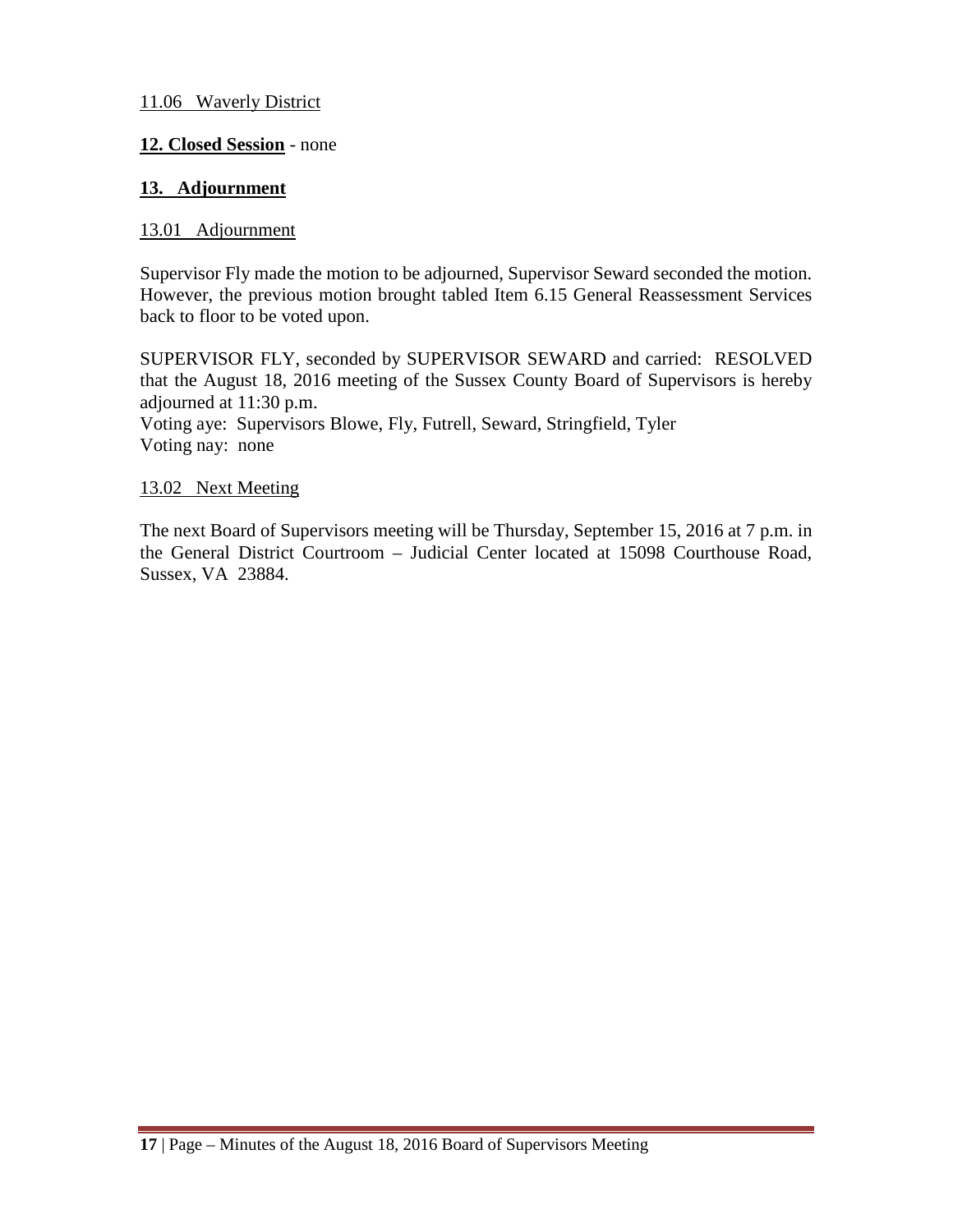11.06 Waverly District

**12. Closed Session** - none

**13. Adjournment**

13.01 Adjournment

Supervisor Fly made the motion to be adjourned, Supervisor Seward seconded the motion. However, the previous motion brought tabled Item 6.15 General Reassessment Services back to floor to be voted upon.

SUPERVISOR FLY, seconded by SUPERVISOR SEWARD and carried: RESOLVED that the August 18, 2016 meeting of the Sussex County Board of Supervisors is hereby adjourned at 11:30 p.m.
Voting aye: Supervisors Blowe, Fly, Futrell, Seward, Stringfield, Tyler
Voting nay: none

13.02 Next Meeting

The next Board of Supervisors meeting will be Thursday, September 15, 2016 at 7 p.m. in the General District Courtroom – Judicial Center located at 15098 Courthouse Road, Sussex, VA 23884.